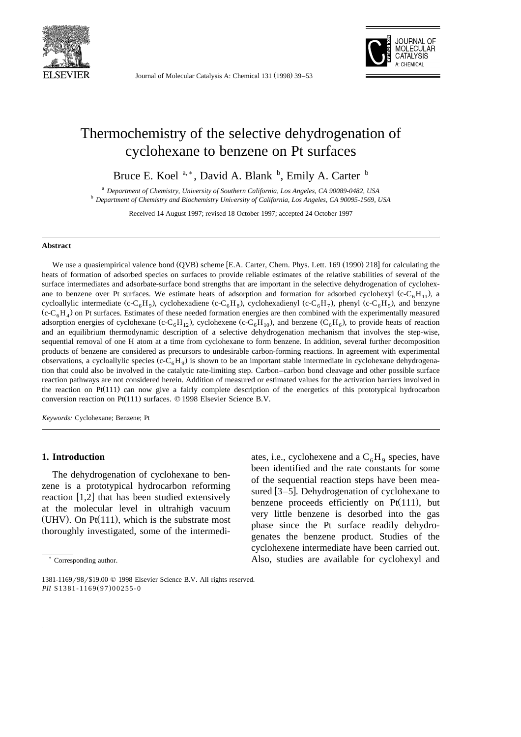# Thermochemistry of the selective dehydrogenation of cyclohexane to benzene on Pt surfaces

Bruce E. Koel [a,*], David A. Blank [b], Emily A. Carter [b]

[a] *Department of Chemistry, University of Southern California, Los Angeles, CA 90089-0482, USA*
[b] *Department of Chemistry and Biochemistry University of California, Los Angeles, CA 90095-1569, USA*

Received 14 August 1997; revised 18 October 1997; accepted 24 October 1997

## Abstract

We use a quasiempirical valence bond (QVB) scheme [E.A. Carter, Chem. Phys. Lett. 169 (1990) 218] for calculating the heats of formation of adsorbed species on surfaces to provide reliable estimates of the relative stabilities of several of the surface intermediates and adsorbate-surface bond strengths that are important in the selective dehydrogenation of cyclohexane to benzene over Pt surfaces. We estimate heats of adsorption and formation for adsorbed cyclohexyl (c-$C_6H_{11}$), a cycloallylic intermediate (c-$C_6H_9$), cyclohexadiene (c-$C_6H_8$), cyclohexadienyl (c-$C_6H_7$), phenyl (c-$C_6H_5$), and benzyne (c-$C_6H_4$) on Pt surfaces. Estimates of these needed formation energies are then combined with the experimentally measured adsorption energies of cyclohexane (c-$C_6H_{12}$), cyclohexene (c-$C_6H_{10}$), and benzene ($C_6H_6$), to provide heats of reaction and an equilibrium thermodynamic description of a selective dehydrogenation mechanism that involves the step-wise, sequential removal of one H atom at a time from cyclohexane to form benzene. In addition, several further decomposition products of benzene are considered as precursors to undesirable carbon-forming reactions. In agreement with experimental observations, a cycloallylic species (c-$C_6H_9$) is shown to be an important stable intermediate in cyclohexane dehydrogenation that could also be involved in the catalytic rate-limiting step. Carbon–carbon bond cleavage and other possible surface reaction pathways are not considered herein. Addition of measured or estimated values for the activation barriers involved in the reaction on Pt(111) can now give a fairly complete description of the energetics of this prototypical hydrocarbon conversion reaction on Pt(111) surfaces. © 1998 Elsevier Science B.V.

*Keywords:* Cyclohexane; Benzene; Pt

## 1. Introduction

The dehydrogenation of cyclohexane to benzene is a prototypical hydrocarbon reforming reaction [1,2] that has been studied extensively at the molecular level in ultrahigh vacuum (UHV). On Pt(111), which is the substrate most thoroughly investigated, some of the intermediates, i.e., cyclohexene and a $C_6H_9$ species, have been identified and the rate constants for some of the sequential reaction steps have been measured [3–5]. Dehydrogenation of cyclohexane to benzene proceeds efficiently on Pt(111), but very little benzene is desorbed into the gas phase since the Pt surface readily dehydrogenates the benzene product. Studies of the cyclohexene intermediate have been carried out. Also, studies are available for cyclohexyl and

* Corresponding author.

1381-1169/98/$19.00 © 1998 Elsevier Science B.V. All rights reserved.
*PII* S1381-1169(97)00255-0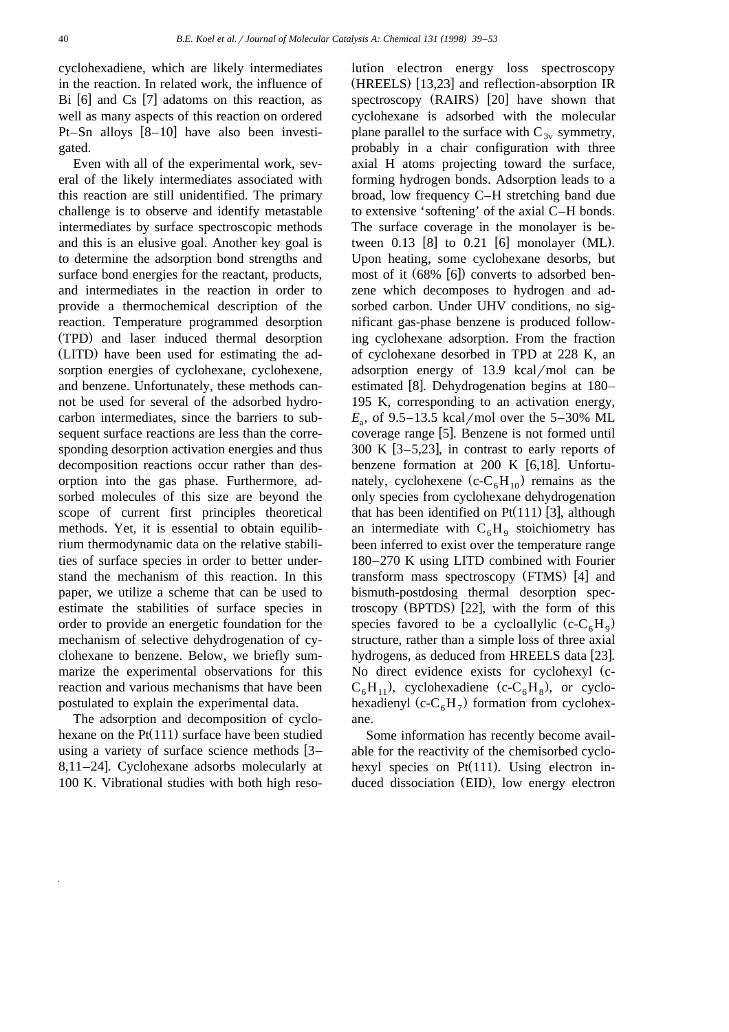cyclohexadiene, which are likely intermediates in the reaction. In related work, the influence of Bi [6] and Cs [7] adatoms on this reaction, as well as many aspects of this reaction on ordered Pt–Sn alloys [8–10] have also been investigated.

Even with all of the experimental work, several of the likely intermediates associated with this reaction are still unidentified. The primary challenge is to observe and identify metastable intermediates by surface spectroscopic methods and this is an elusive goal. Another key goal is to determine the adsorption bond strengths and surface bond energies for the reactant, products, and intermediates in the reaction in order to provide a thermochemical description of the reaction. Temperature programmed desorption (TPD) and laser induced thermal desorption (LITD) have been used for estimating the adsorption energies of cyclohexane, cyclohexene, and benzene. Unfortunately, these methods cannot be used for several of the adsorbed hydrocarbon intermediates, since the barriers to subsequent surface reactions are less than the corresponding desorption activation energies and thus decomposition reactions occur rather than desorption into the gas phase. Furthermore, adsorbed molecules of this size are beyond the scope of current first principles theoretical methods. Yet, it is essential to obtain equilibrium thermodynamic data on the relative stabilities of surface species in order to better understand the mechanism of this reaction. In this paper, we utilize a scheme that can be used to estimate the stabilities of surface species in order to provide an energetic foundation for the mechanism of selective dehydrogenation of cyclohexane to benzene. Below, we briefly summarize the experimental observations for this reaction and various mechanisms that have been postulated to explain the experimental data.

The adsorption and decomposition of cyclohexane on the Pt(111) surface have been studied using a variety of surface science methods [3–8,11–24]. Cyclohexane adsorbs molecularly at 100 K. Vibrational studies with both high resolution electron energy loss spectroscopy (HREELS) [13,23] and reflection-absorption IR spectroscopy (RAIRS) [20] have shown that cyclohexane is adsorbed with the molecular plane parallel to the surface with $C_{3v}$ symmetry, probably in a chair configuration with three axial H atoms projecting toward the surface, forming hydrogen bonds. Adsorption leads to a broad, low frequency C–H stretching band due to extensive 'softening' of the axial C–H bonds. The surface coverage in the monolayer is between 0.13 [8] to 0.21 [6] monolayer (ML). Upon heating, some cyclohexane desorbs, but most of it (68% [6]) converts to adsorbed benzene which decomposes to hydrogen and adsorbed carbon. Under UHV conditions, no significant gas-phase benzene is produced following cyclohexane adsorption. From the fraction of cyclohexane desorbed in TPD at 228 K, an adsorption energy of 13.9 kcal/mol can be estimated [8]. Dehydrogenation begins at 180–195 K, corresponding to an activation energy, $E_a$, of 9.5–13.5 kcal/mol over the 5–30% ML coverage range [5]. Benzene is not formed until 300 K [3–5,23], in contrast to early reports of benzene formation at 200 K [6,18]. Unfortunately, cyclohexene (c-$C_6H_{10}$) remains as the only species from cyclohexane dehydrogenation that has been identified on Pt(111) [3], although an intermediate with $C_6H_9$ stoichiometry has been inferred to exist over the temperature range 180–270 K using LITD combined with Fourier transform mass spectroscopy (FTMS) [4] and bismuth-postdosing thermal desorption spectroscopy (BPTDS) [22], with the form of this species favored to be a cycloallylic (c-$C_6H_9$) structure, rather than a simple loss of three axial hydrogens, as deduced from HREELS data [23]. No direct evidence exists for cyclohexyl (c-$C_6H_{11}$), cyclohexadiene (c-$C_6H_8$), or cyclohexadienyl (c-$C_6H_7$) formation from cyclohexane.

Some information has recently become available for the reactivity of the chemisorbed cyclohexyl species on Pt(111). Using electron induced dissociation (EID), low energy electron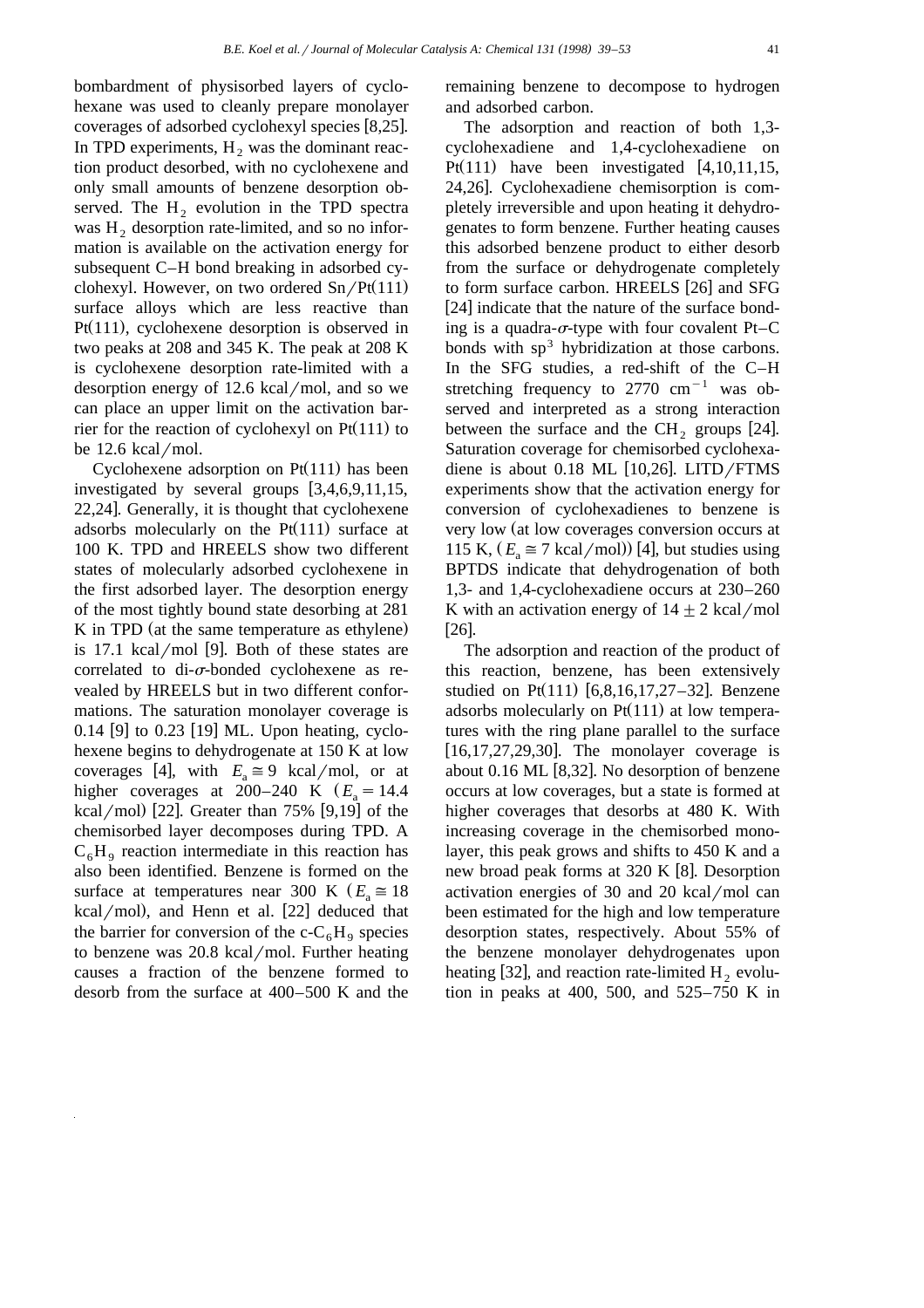bombardment of physisorbed layers of cyclohexane was used to cleanly prepare monolayer coverages of adsorbed cyclohexyl species [8,25]. In TPD experiments, $H_2$ was the dominant reaction product desorbed, with no cyclohexene and only small amounts of benzene desorption observed. The $H_2$ evolution in the TPD spectra was $H_2$ desorption rate-limited, and so no information is available on the activation energy for subsequent C–H bond breaking in adsorbed cyclohexyl. However, on two ordered Sn/Pt(111) surface alloys which are less reactive than Pt(111), cyclohexene desorption is observed in two peaks at 208 and 345 K. The peak at 208 K is cyclohexene desorption rate-limited with a desorption energy of 12.6 kcal/mol, and so we can place an upper limit on the activation barrier for the reaction of cyclohexyl on Pt(111) to be 12.6 kcal/mol.

Cyclohexene adsorption on Pt(111) has been investigated by several groups [3,4,6,9,11,15, 22,24]. Generally, it is thought that cyclohexene adsorbs molecularly on the Pt(111) surface at 100 K. TPD and HREELS show two different states of molecularly adsorbed cyclohexene in the first adsorbed layer. The desorption energy of the most tightly bound state desorbing at 281 K in TPD (at the same temperature as ethylene) is 17.1 kcal/mol [9]. Both of these states are correlated to di-$\sigma$-bonded cyclohexene as revealed by HREELS but in two different conformations. The saturation monolayer coverage is 0.14 [9] to 0.23 [19] ML. Upon heating, cyclohexene begins to dehydrogenate at 150 K at low coverages [4], with $E_a \cong 9$ kcal/mol, or at higher coverages at 200–240 K ($E_a = 14.4$ kcal/mol) [22]. Greater than 75% [9,19] of the chemisorbed layer decomposes during TPD. A $C_6H_9$ reaction intermediate in this reaction has also been identified. Benzene is formed on the surface at temperatures near 300 K ($E_a \cong 18$ kcal/mol), and Henn et al. [22] deduced that the barrier for conversion of the c-$C_6H_9$ species to benzene was 20.8 kcal/mol. Further heating causes a fraction of the benzene formed to desorb from the surface at 400–500 K and the remaining benzene to decompose to hydrogen and adsorbed carbon.

The adsorption and reaction of both 1,3-cyclohexadiene and 1,4-cyclohexadiene on Pt(111) have been investigated [4,10,11,15, 24,26]. Cyclohexadiene chemisorption is completely irreversible and upon heating it dehydrogenates to form benzene. Further heating causes this adsorbed benzene product to either desorb from the surface or dehydrogenate completely to form surface carbon. HREELS [26] and SFG [24] indicate that the nature of the surface bonding is a quadra-$\sigma$-type with four covalent Pt–C bonds with $sp^3$ hybridization at those carbons. In the SFG studies, a red-shift of the C–H stretching frequency to 2770 $cm^{-1}$ was observed and interpreted as a strong interaction between the surface and the $CH_2$ groups [24]. Saturation coverage for chemisorbed cyclohexadiene is about 0.18 ML [10,26]. LITD/FTMS experiments show that the activation energy for conversion of cyclohexadienes to benzene is very low (at low coverages conversion occurs at 115 K, ($E_a \cong 7$ kcal/mol)) [4], but studies using BPTDS indicate that dehydrogenation of both 1,3- and 1,4-cyclohexadiene occurs at 230–260 K with an activation energy of $14 \pm 2$ kcal/mol [26].

The adsorption and reaction of the product of this reaction, benzene, has been extensively studied on Pt(111) [6,8,16,17,27–32]. Benzene adsorbs molecularly on Pt(111) at low temperatures with the ring plane parallel to the surface [16,17,27,29,30]. The monolayer coverage is about 0.16 ML [8,32]. No desorption of benzene occurs at low coverages, but a state is formed at higher coverages that desorbs at 480 K. With increasing coverage in the chemisorbed monolayer, this peak grows and shifts to 450 K and a new broad peak forms at 320 K [8]. Desorption activation energies of 30 and 20 kcal/mol can been estimated for the high and low temperature desorption states, respectively. About 55% of the benzene monolayer dehydrogenates upon heating [32], and reaction rate-limited $H_2$ evolution in peaks at 400, 500, and 525–750 K in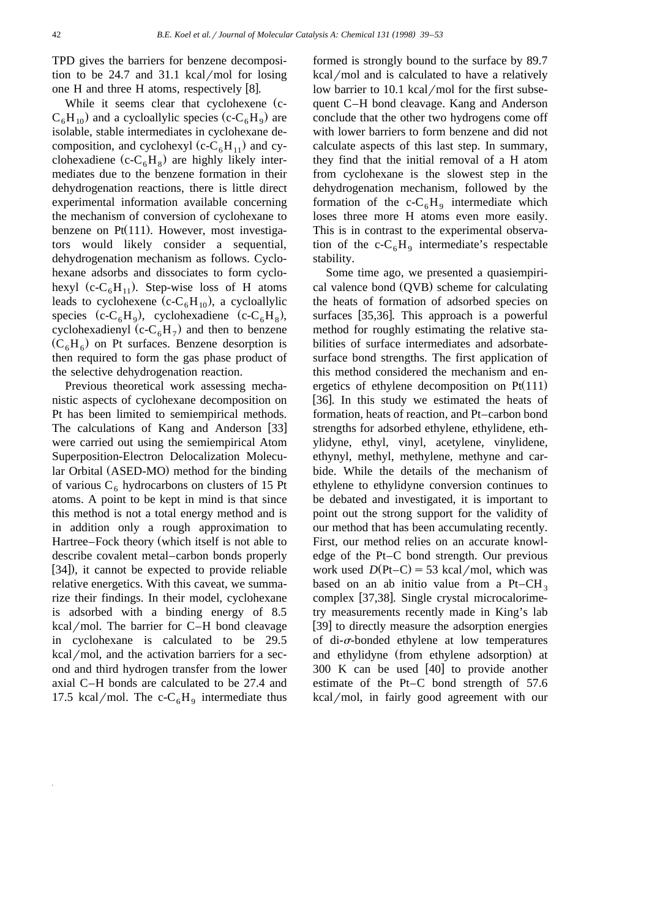TPD gives the barriers for benzene decomposition to be 24.7 and 31.1 kcal/mol for losing one H and three H atoms, respectively [8].

While it seems clear that cyclohexene (c-$C_6H_{10}$) and a cycloallylic species (c-$C_6H_9$) are isolable, stable intermediates in cyclohexane decomposition, and cyclohexyl (c-$C_6H_{11}$) and cyclohexadiene (c-$C_6H_8$) are highly likely intermediates due to the benzene formation in their dehydrogenation reactions, there is little direct experimental information available concerning the mechanism of conversion of cyclohexane to benzene on Pt(111). However, most investigators would likely consider a sequential, dehydrogenation mechanism as follows. Cyclohexane adsorbs and dissociates to form cyclohexyl (c-$C_6H_{11}$). Step-wise loss of H atoms leads to cyclohexene (c-$C_6H_{10}$), a cycloallylic species (c-$C_6H_9$), cyclohexadiene (c-$C_6H_8$), cyclohexadienyl (c-$C_6H_7$) and then to benzene ($C_6H_6$) on Pt surfaces. Benzene desorption is then required to form the gas phase product of the selective dehydrogenation reaction.

Previous theoretical work assessing mechanistic aspects of cyclohexane decomposition on Pt has been limited to semiempirical methods. The calculations of Kang and Anderson [33] were carried out using the semiempirical Atom Superposition-Electron Delocalization Molecular Orbital (ASED-MO) method for the binding of various $C_6$ hydrocarbons on clusters of 15 Pt atoms. A point to be kept in mind is that since this method is not a total energy method and is in addition only a rough approximation to Hartree–Fock theory (which itself is not able to describe covalent metal–carbon bonds properly [34]), it cannot be expected to provide reliable relative energetics. With this caveat, we summarize their findings. In their model, cyclohexane is adsorbed with a binding energy of 8.5 kcal/mol. The barrier for C–H bond cleavage in cyclohexane is calculated to be 29.5 kcal/mol, and the activation barriers for a second and third hydrogen transfer from the lower axial C–H bonds are calculated to be 27.4 and 17.5 kcal/mol. The c-$C_6H_9$ intermediate thus formed is strongly bound to the surface by 89.7 kcal/mol and is calculated to have a relatively low barrier to 10.1 kcal/mol for the first subsequent C–H bond cleavage. Kang and Anderson conclude that the other two hydrogens come off with lower barriers to form benzene and did not calculate aspects of this last step. In summary, they find that the initial removal of a H atom from cyclohexane is the slowest step in the dehydrogenation mechanism, followed by the formation of the c-$C_6H_9$ intermediate which loses three more H atoms even more easily. This is in contrast to the experimental observation of the c-$C_6H_9$ intermediate's respectable stability.

Some time ago, we presented a quasiempirical valence bond (QVB) scheme for calculating the heats of formation of adsorbed species on surfaces [35,36]. This approach is a powerful method for roughly estimating the relative stabilities of surface intermediates and adsorbate-surface bond strengths. The first application of this method considered the mechanism and energetics of ethylene decomposition on Pt(111) [36]. In this study we estimated the heats of formation, heats of reaction, and Pt–carbon bond strengths for adsorbed ethylene, ethylidene, ethylidyne, ethyl, vinyl, acetylene, vinylidene, ethynyl, methyl, methylene, methyne and carbide. While the details of the mechanism of ethylene to ethylidyne conversion continues to be debated and investigated, it is important to point out the strong support for the validity of our method that has been accumulating recently. First, our method relies on an accurate knowledge of the Pt–C bond strength. Our previous work used $D(\text{Pt–C}) = 53$ kcal/mol, which was based on an ab initio value from a Pt–$CH_3$ complex [37,38]. Single crystal microcalorimetry measurements recently made in King's lab [39] to directly measure the adsorption energies of di-$\sigma$-bonded ethylene at low temperatures and ethylidyne (from ethylene adsorption) at 300 K can be used [40] to provide another estimate of the Pt–C bond strength of 57.6 kcal/mol, in fairly good agreement with our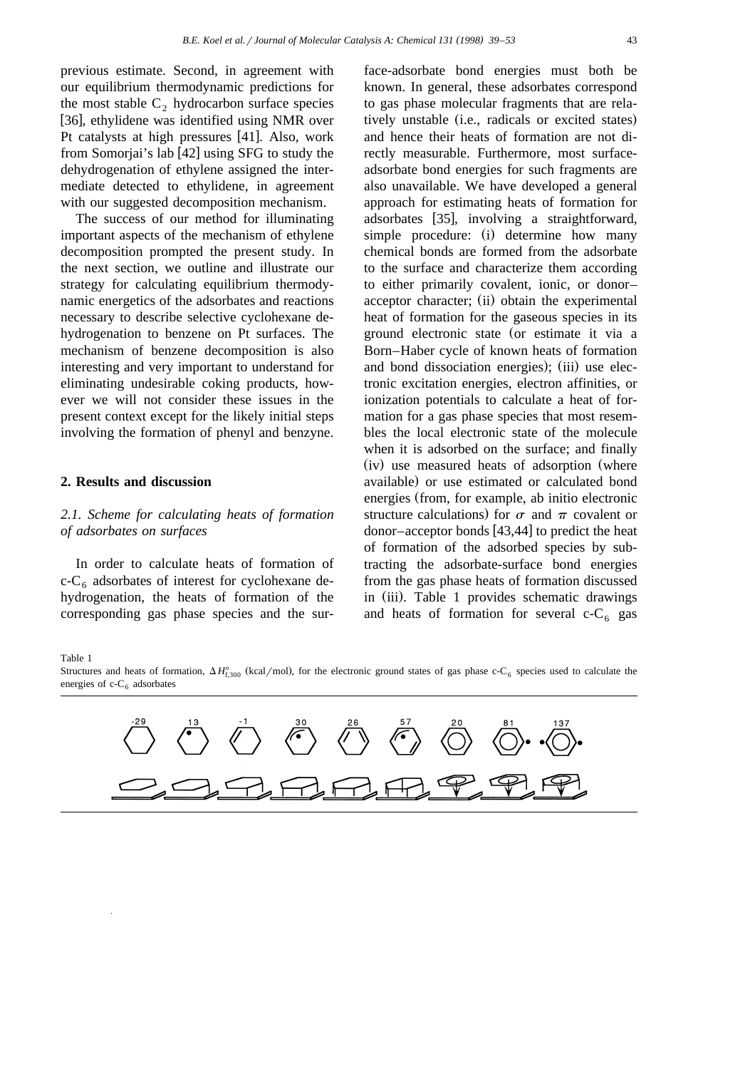previous estimate. Second, in agreement with our equilibrium thermodynamic predictions for the most stable $C_2$ hydrocarbon surface species [36], ethylidene was identified using NMR over Pt catalysts at high pressures [41]. Also, work from Somorjai's lab [42] using SFG to study the dehydrogenation of ethylene assigned the intermediate detected to ethylidene, in agreement with our suggested decomposition mechanism.

The success of our method for illuminating important aspects of the mechanism of ethylene decomposition prompted the present study. In the next section, we outline and illustrate our strategy for calculating equilibrium thermodynamic energetics of the adsorbates and reactions necessary to describe selective cyclohexane dehydrogenation to benzene on Pt surfaces. The mechanism of benzene decomposition is also interesting and very important to understand for eliminating undesirable coking products, however we will not consider these issues in the present context except for the likely initial steps involving the formation of phenyl and benzyne.

## 2. Results and discussion

### *2.1. Scheme for calculating heats of formation of adsorbates on surfaces*

In order to calculate heats of formation of c-$C_6$ adsorbates of interest for cyclohexane dehydrogenation, the heats of formation of the corresponding gas phase species and the surface-adsorbate bond energies must both be known. In general, these adsorbates correspond to gas phase molecular fragments that are relatively unstable (i.e., radicals or excited states) and hence their heats of formation are not directly measurable. Furthermore, most surface-adsorbate bond energies for such fragments are also unavailable. We have developed a general approach for estimating heats of formation for adsorbates [35], involving a straightforward, simple procedure: (i) determine how many chemical bonds are formed from the adsorbate to the surface and characterize them according to either primarily covalent, ionic, or donor–acceptor character; (ii) obtain the experimental heat of formation for the gaseous species in its ground electronic state (or estimate it via a Born–Haber cycle of known heats of formation and bond dissociation energies); (iii) use electronic excitation energies, electron affinities, or ionization potentials to calculate a heat of formation for a gas phase species that most resembles the local electronic state of the molecule when it is adsorbed on the surface; and finally (iv) use measured heats of adsorption (where available) or use estimated or calculated bond energies (from, for example, ab initio electronic structure calculations) for $\sigma$ and $\pi$ covalent or donor–acceptor bonds [43,44] to predict the heat of formation of the adsorbed species by subtracting the adsorbate-surface bond energies from the gas phase heats of formation discussed in (iii). Table 1 provides schematic drawings and heats of formation for several c-$C_6$ gas

Table 1
Structures and heats of formation, $\Delta H^{\circ}_{f,300}$ (kcal/mol), for the electronic ground states of gas phase c-$C_6$ species used to calculate the energies of c-$C_6$ adsorbates

-29 13 -1 30 26 57 20 81 137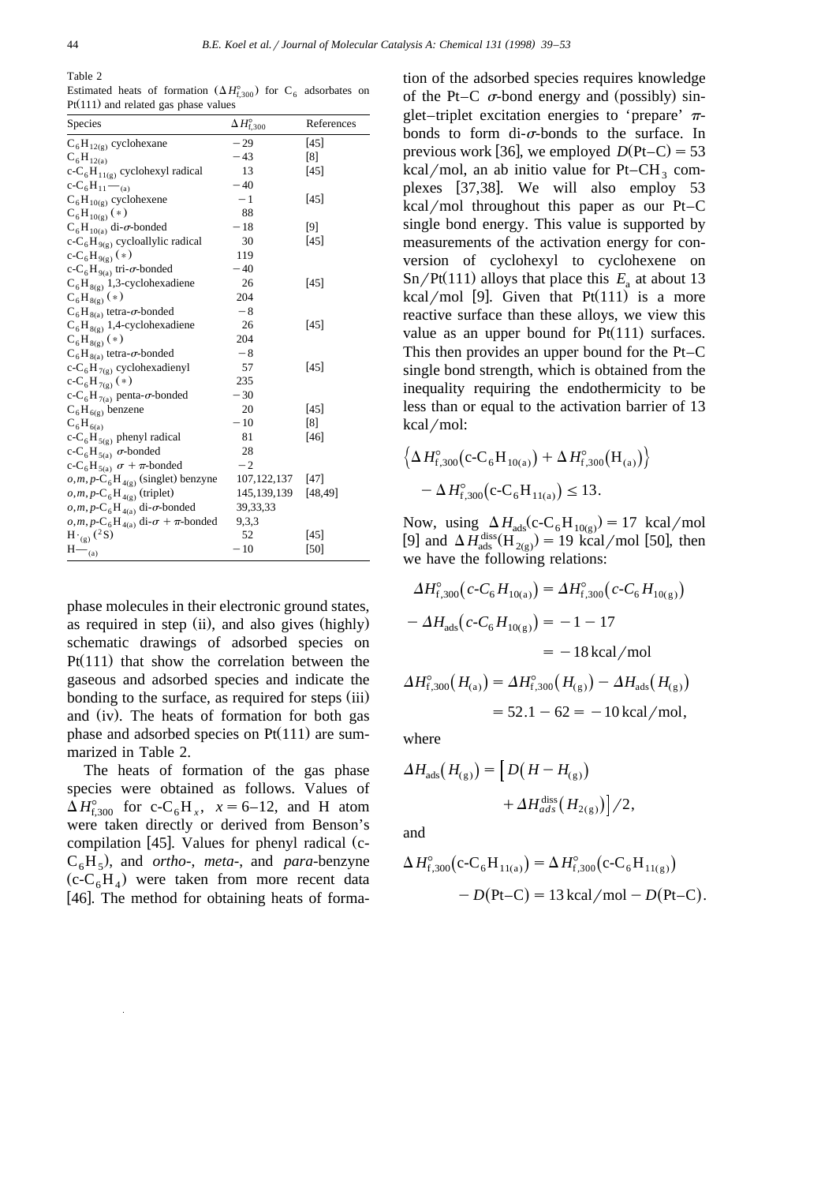Table 2
Estimated heats of formation ($\Delta H^{\circ}_{f,300}$) for $C_6$ adsorbates on Pt(111) and related gas phase values

| Species | $\Delta H^{\circ}_{f,300}$ | References |
|---|---|---|
| $C_6H_{12(g)}$ cyclohexane | −29 | [45] |
| $C_6H_{12(a)}$ | −43 | [8] |
| c-$C_6H_{11(g)}$ cyclohexyl radical | 13 | [45] |
| c-$C_6H_{11}$—$_{(a)}$ | −40 | |
| $C_6H_{10(g)}$ cyclohexene | −1 | [45] |
| $C_6H_{10(g)}$ (*) | 88 | |
| $C_6H_{10(a)}$ di-σ-bonded | −18 | [9] |
| c-$C_6H_{9(g)}$ cycloallylic radical | 30 | [45] |
| c-$C_6H_{9(g)}$ (*) | 119 | |
| c-$C_6H_{9(a)}$ tri-σ-bonded | −40 | |
| $C_6H_{8(g)}$ 1,3-cyclohexadiene | 26 | [45] |
| $C_6H_{8(g)}$ (*) | 204 | |
| $C_6H_{8(a)}$ tetra-σ-bonded | −8 | |
| $C_6H_{8(g)}$ 1,4-cyclohexadiene | 26 | [45] |
| $C_6H_{8(g)}$ (*) | 204 | |
| $C_6H_{8(a)}$ tetra-σ-bonded | −8 | |
| c-$C_6H_{7(g)}$ cyclohexadienyl | 57 | [45] |
| c-$C_6H_{7(g)}$ (*) | 235 | |
| c-$C_6H_{7(a)}$ penta-σ-bonded | −30 | |
| $C_6H_{6(g)}$ benzene | 20 | [45] |
| $C_6H_{6(a)}$ | −10 | [8] |
| c-$C_6H_{5(g)}$ phenyl radical | 81 | [46] |
| c-$C_6H_{5(a)}$ σ-bonded | 28 | |
| c-$C_6H_{5(a)}$ σ + π-bonded | −2 | |
| *o,m,p*-$C_6H_{4(g)}$ (singlet) benzyne | 107,122,137 | [47] |
| *o,m,p*-$C_6H_{4(g)}$ (triplet) | 145,139,139 | [48,49] |
| *o,m,p*-$C_6H_{4(a)}$ di-σ-bonded | 39,33,33 | |
| *o,m,p*-$C_6H_{4(a)}$ di-σ + π-bonded | 9,3,3 | |
| $H\cdot_{(g)}$ ($^2S$) | 52 | [45] |
| H—$_{(a)}$ | −10 | [50] |

phase molecules in their electronic ground states, as required in step (ii), and also gives (highly) schematic drawings of adsorbed species on Pt(111) that show the correlation between the gaseous and adsorbed species and indicate the bonding to the surface, as required for steps (iii) and (iv). The heats of formation for both gas phase and adsorbed species on Pt(111) are summarized in Table 2.

The heats of formation of the gas phase species were obtained as follows. Values of $\Delta H^{\circ}_{f,300}$ for c-$C_6H_x$, $x = 6$–12, and H atom were taken directly or derived from Benson's compilation [45]. Values for phenyl radical (c-$C_6H_5$), and *ortho*-, *meta*-, and *para*-benzyne (c-$C_6H_4$) were taken from more recent data [46]. The method for obtaining heats of formation of the adsorbed species requires knowledge of the Pt–C σ-bond energy and (possibly) singlet–triplet excitation energies to 'prepare' π-bonds to form di-σ-bonds to the surface. In previous work [36], we employed $D(\text{Pt–C}) = 53$ kcal/mol, an ab initio value for Pt–$CH_3$ complexes [37,38]. We will also employ 53 kcal/mol throughout this paper as our Pt–C single bond energy. This value is supported by measurements of the activation energy for conversion of cyclohexyl to cyclohexene on Sn/Pt(111) alloys that place this $E_a$ at about 13 kcal/mol [9]. Given that Pt(111) is a more reactive surface than these alloys, we view this value as an upper bound for Pt(111) surfaces. This then provides an upper bound for the Pt–C single bond strength, which is obtained from the inequality requiring the endothermicity to be less than or equal to the activation barrier of 13 kcal/mol:

$$\left\{\Delta H^{\circ}_{f,300}(\text{c-}C_6H_{10(a)}) + \Delta H^{\circ}_{f,300}(H_{(a)})\right\} - \Delta H^{\circ}_{f,300}(\text{c-}C_6H_{11(a)}) \leq 13.$$

Now, using $\Delta H_{ads}(\text{c-}C_6H_{10(g)}) = 17$ kcal/mol [9] and $\Delta H^{diss}_{ads}(H_{2(g)}) = 19$ kcal/mol [50], then we have the following relations:

$$\Delta H^{\circ}_{f,300}(c\text{-}C_6H_{10(a)}) = \Delta H^{\circ}_{f,300}(c\text{-}C_6H_{10(g)}) - \Delta H_{ads}(c\text{-}C_6H_{10(g)}) = -1 - 17 = -18\,\text{kcal/mol}$$

$$\Delta H^{\circ}_{f,300}(H_{(a)}) = \Delta H^{\circ}_{f,300}(H_{(g)}) - \Delta H_{ads}(H_{(g)}) = 52.1 - 62 = -10\,\text{kcal/mol},$$

where

$$\Delta H_{ads}(H_{(g)}) = \left[D(H - H_{(g)}) + \Delta H^{diss}_{ads}(H_{2(g)})\right]/2,$$

and

$$\Delta H^{\circ}_{f,300}(\text{c-}C_6H_{11(a)}) = \Delta H^{\circ}_{f,300}(\text{c-}C_6H_{11(g)}) - D(\text{Pt–C}) = 13\,\text{kcal/mol} - D(\text{Pt–C}).$$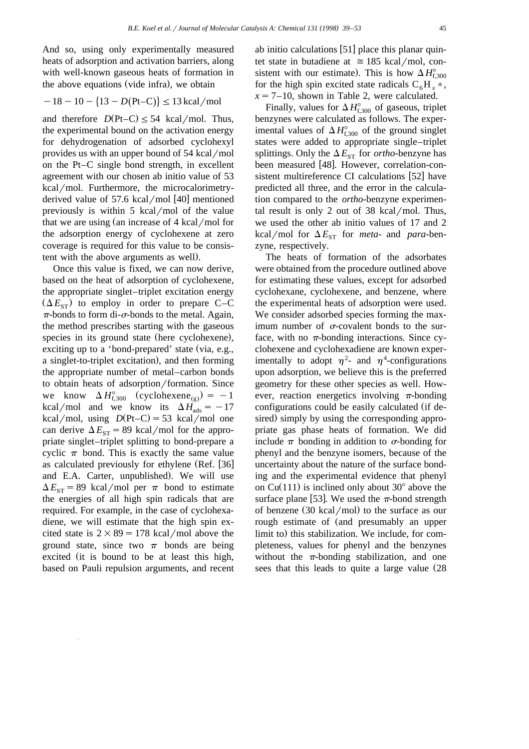And so, using only experimentally measured heats of adsorption and activation barriers, along with well-known gaseous heats of formation in the above equations (vide infra), we obtain

$$-18-10-\{13-D(\text{Pt–C})\} \leq 13\,\text{kcal/mol}$$

and therefore $D(\text{Pt–C}) \leq 54$ kcal/mol. Thus, the experimental bound on the activation energy for dehydrogenation of adsorbed cyclohexyl provides us with an upper bound of 54 kcal/mol on the Pt–C single bond strength, in excellent agreement with our chosen ab initio value of 53 kcal/mol. Furthermore, the microcalorimetry-derived value of 57.6 kcal/mol [40] mentioned previously is within 5 kcal/mol of the value that we are using (an increase of 4 kcal/mol for the adsorption energy of cyclohexene at zero coverage is required for this value to be consistent with the above arguments as well).

Once this value is fixed, we can now derive, based on the heat of adsorption of cyclohexene, the appropriate singlet–triplet excitation energy ($\Delta E_{ST}$) to employ in order to prepare C–C $\pi$-bonds to form di-$\sigma$-bonds to the metal. Again, the method prescribes starting with the gaseous species in its ground state (here cyclohexene), exciting up to a 'bond-prepared' state (via, e.g., a singlet-to-triplet excitation), and then forming the appropriate number of metal–carbon bonds to obtain heats of adsorption/formation. Since we know $\Delta H^{\circ}_{f,300}$ (cyclohexene$_{(g)}$) = $-1$ kcal/mol and we know its $\Delta H_{ads} = -17$ kcal/mol, using $D(\text{Pt–C}) = 53$ kcal/mol one can derive $\Delta E_{ST} = 89$ kcal/mol for the appropriate singlet–triplet splitting to bond-prepare a cyclic $\pi$ bond. This is exactly the same value as calculated previously for ethylene (Ref. [36] and E.A. Carter, unpublished). We will use $\Delta E_{ST} = 89$ kcal/mol per $\pi$ bond to estimate the energies of all high spin radicals that are required. For example, in the case of cyclohexadiene, we will estimate that the high spin excited state is $2 \times 89 = 178$ kcal/mol above the ground state, since two $\pi$ bonds are being excited (it is bound to be at least this high, based on Pauli repulsion arguments, and recent ab initio calculations [51] place this planar quintet state in butadiene at $\cong 185$ kcal/mol, consistent with our estimate). This is how $\Delta H^{\circ}_{f,300}$ for the high spin excited state radicals $C_6H_x*$, $x = 7$–10, shown in Table 2, were calculated.

Finally, values for $\Delta H^{\circ}_{f,300}$ of gaseous, triplet benzynes were calculated as follows. The experimental values of $\Delta H^{\circ}_{f,300}$ of the ground singlet states were added to appropriate single–triplet splittings. Only the $\Delta E_{ST}$ for *ortho*-benzyne has been measured [48]. However, correlation-consistent multireference CI calculations [52] have predicted all three, and the error in the calculation compared to the *ortho*-benzyne experimental result is only 2 out of 38 kcal/mol. Thus, we used the other ab initio values of 17 and 2 kcal/mol for $\Delta E_{ST}$ for *meta*- and *para*-benzyne, respectively.

The heats of formation of the adsorbates were obtained from the procedure outlined above for estimating these values, except for adsorbed cyclohexane, cyclohexene, and benzene, where the experimental heats of adsorption were used. We consider adsorbed species forming the maximum number of $\sigma$-covalent bonds to the surface, with no $\pi$-bonding interactions. Since cyclohexene and cyclohexadiene are known experimentally to adopt $\eta^2$- and $\eta^4$-configurations upon adsorption, we believe this is the preferred geometry for these other species as well. However, reaction energetics involving $\pi$-bonding configurations could be easily calculated (if desired) simply by using the corresponding appropriate gas phase heats of formation. We did include $\pi$ bonding in addition to $\sigma$-bonding for phenyl and the benzyne isomers, because of the uncertainty about the nature of the surface bonding and the experimental evidence that phenyl on Cu(111) is inclined only about 30° above the surface plane [53]. We used the $\pi$-bond strength of benzene (30 kcal/mol) to the surface as our rough estimate of (and presumably an upper limit to) this stabilization. We include, for completeness, values for phenyl and the benzynes without the $\pi$-bonding stabilization, and one sees that this leads to quite a large value (28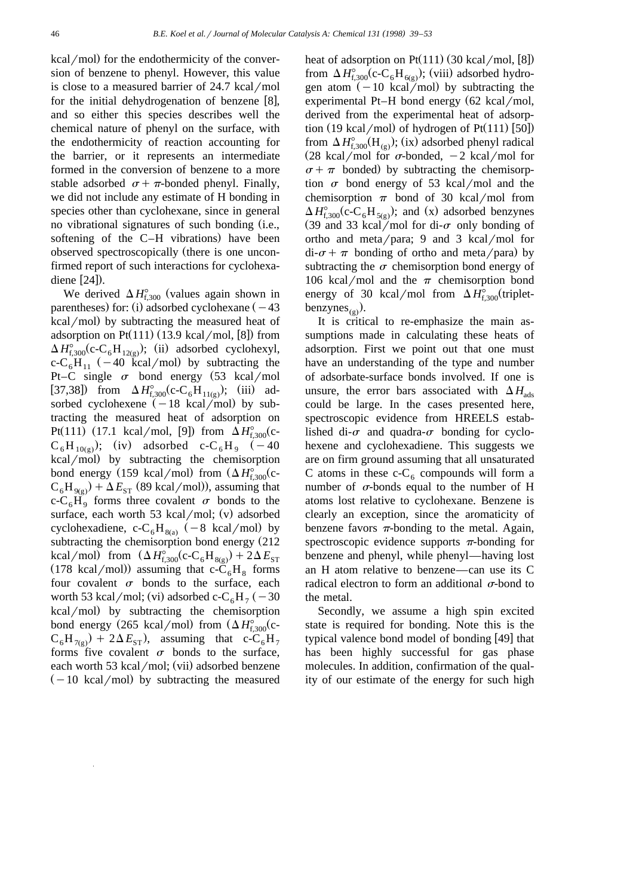kcal/mol) for the endothermicity of the conversion of benzene to phenyl. However, this value is close to a measured barrier of 24.7 kcal/mol for the initial dehydrogenation of benzene [8], and so either this species describes well the chemical nature of phenyl on the surface, with the endothermicity of reaction accounting for the barrier, or it represents an intermediate formed in the conversion of benzene to a more stable adsorbed $\sigma + \pi$-bonded phenyl. Finally, we did not include any estimate of H bonding in species other than cyclohexane, since in general no vibrational signatures of such bonding (i.e., softening of the C–H vibrations) have been observed spectroscopically (there is one unconfirmed report of such interactions for cyclohexadiene [24]).

We derived $\Delta H^{\circ}_{f,300}$ (values again shown in parentheses) for: (i) adsorbed cyclohexane (−43 kcal/mol) by subtracting the measured heat of adsorption on Pt(111) (13.9 kcal/mol, [8]) from $\Delta H^{\circ}_{f,300}$(c-$C_6H_{12(g)}$); (ii) adsorbed cyclohexyl, c-$C_6H_{11}$ (−40 kcal/mol) by subtracting the Pt–C single $\sigma$ bond energy (53 kcal/mol [37,38]) from $\Delta H^{\circ}_{f,300}$(c-$C_6H_{11(g)}$); (iii) adsorbed cyclohexene (−18 kcal/mol) by subtracting the measured heat of adsorption on Pt(111) (17.1 kcal/mol, [9]) from $\Delta H^{\circ}_{f,300}$(c-$C_6H_{10(g)}$); (iv) adsorbed c-$C_6H_9$ (−40 kcal/mol) by subtracting the chemisorption bond energy (159 kcal/mol) from ($\Delta H^{\circ}_{f,300}$(c-$C_6H_{9(g)}$) + $\Delta E_{ST}$ (89 kcal/mol)), assuming that c-$C_6H_9$ forms three covalent $\sigma$ bonds to the surface, each worth 53 kcal/mol; (v) adsorbed cyclohexadiene, c-$C_6H_{8(a)}$ (−8 kcal/mol) by subtracting the chemisorption bond energy (212 kcal/mol) from ($\Delta H^{\circ}_{f,300}$(c-$C_6H_{8(g)}$) + $2\Delta E_{ST}$ (178 kcal/mol)) assuming that c-$C_6H_8$ forms four covalent $\sigma$ bonds to the surface, each worth 53 kcal/mol; (vi) adsorbed c-$C_6H_7$ (−30 kcal/mol) by subtracting the chemisorption bond energy (265 kcal/mol) from ($\Delta H^{\circ}_{f,300}$(c-$C_6H_{7(g)}$) + $2\Delta E_{ST}$), assuming that c-$C_6H_7$ forms five covalent $\sigma$ bonds to the surface, each worth 53 kcal/mol; (vii) adsorbed benzene (−10 kcal/mol) by subtracting the measured heat of adsorption on Pt(111) (30 kcal/mol, [8]) from $\Delta H^{\circ}_{f,300}$(c-$C_6H_{6(g)}$); (viii) adsorbed hydrogen atom (−10 kcal/mol) by subtracting the experimental Pt–H bond energy (62 kcal/mol, derived from the experimental heat of adsorption (19 kcal/mol) of hydrogen of Pt(111) [50]) from $\Delta H^{\circ}_{f,300}$($H_{(g)}$); (ix) adsorbed phenyl radical (28 kcal/mol for $\sigma$-bonded, −2 kcal/mol for $\sigma + \pi$ bonded) by subtracting the chemisorption $\sigma$ bond energy of 53 kcal/mol and the chemisorption $\pi$ bond of 30 kcal/mol from $\Delta H^{\circ}_{f,300}$(c-$C_6H_{5(g)}$); and (x) adsorbed benzynes (39 and 33 kcal/mol for di-$\sigma$ only bonding of ortho and meta/para; 9 and 3 kcal/mol for di-$\sigma + \pi$ bonding of ortho and meta/para) by subtracting the $\sigma$ chemisorption bond energy of 106 kcal/mol and the $\pi$ chemisorption bond energy of 30 kcal/mol from $\Delta H^{\circ}_{f,300}$(triplet-benzynes$_{(g)}$).

It is critical to re-emphasize the main assumptions made in calculating these heats of adsorption. First we point out that one must have an understanding of the type and number of adsorbate-surface bonds involved. If one is unsure, the error bars associated with $\Delta H_{ads}$ could be large. In the cases presented here, spectroscopic evidence from HREELS established di-$\sigma$ and quadra-$\sigma$ bonding for cyclohexene and cyclohexadiene. This suggests we are on firm ground assuming that all unsaturated C atoms in these c-$C_6$ compounds will form a number of $\sigma$-bonds equal to the number of H atoms lost relative to cyclohexane. Benzene is clearly an exception, since the aromaticity of benzene favors $\pi$-bonding to the metal. Again, spectroscopic evidence supports $\pi$-bonding for benzene and phenyl, while phenyl—having lost an H atom relative to benzene—can use its C radical electron to form an additional $\sigma$-bond to the metal.

Secondly, we assume a high spin excited state is required for bonding. Note this is the typical valence bond model of bonding [49] that has been highly successful for gas phase molecules. In addition, confirmation of the quality of our estimate of the energy for such high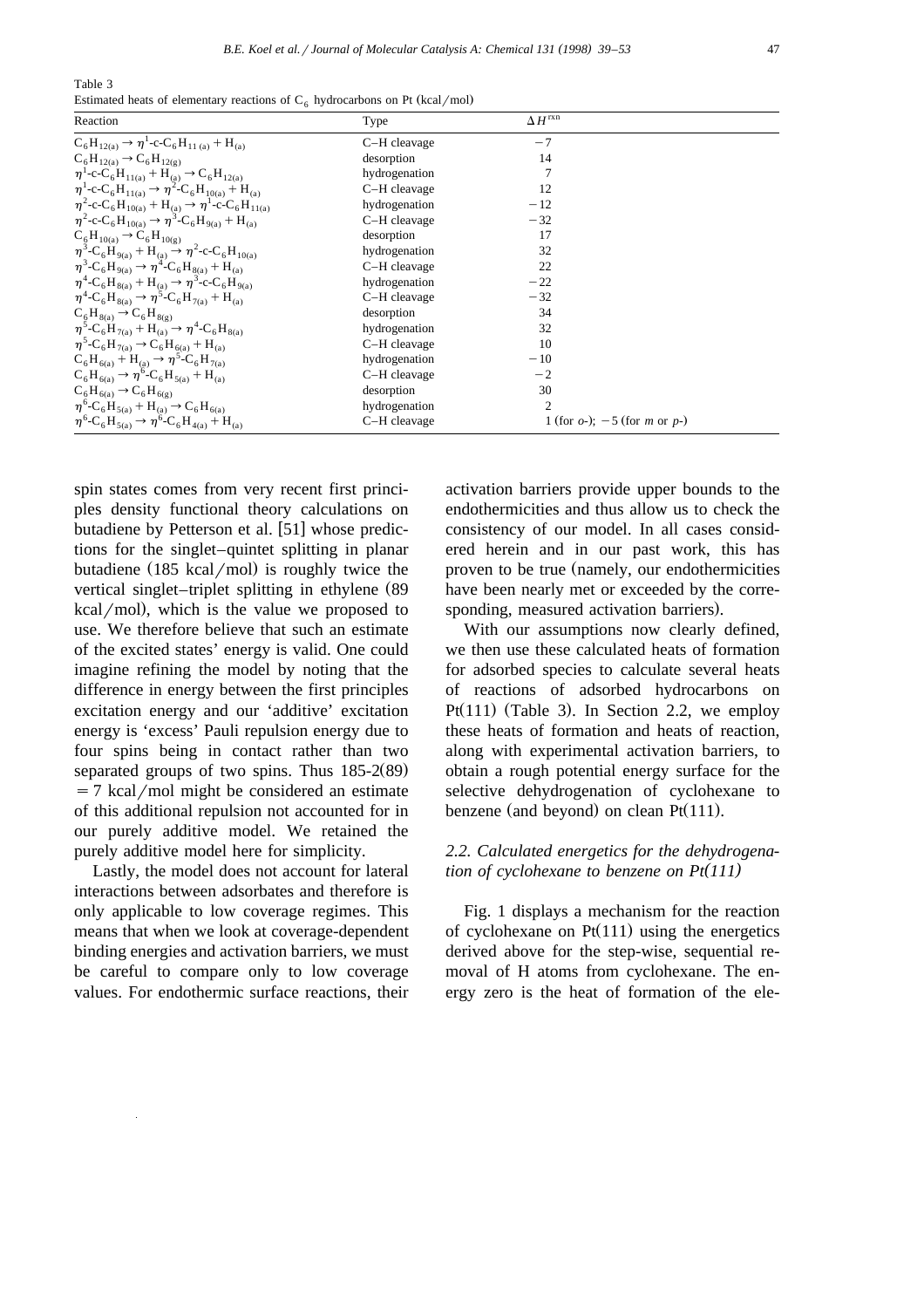Table 3
Estimated heats of elementary reactions of $C_6$ hydrocarbons on Pt (kcal/mol)

| Reaction | Type | $\Delta H^{rxn}$ |
|---|---|---|
| $C_6H_{12(a)} \rightarrow \eta^1\text{-c-}C_6H_{11\,(a)} + H_{(a)}$ | C–H cleavage | −7 |
| $C_6H_{12(a)} \rightarrow C_6H_{12(g)}$ | desorption | 14 |
| $\eta^1\text{-c-}C_6H_{11(a)} + H_{(a)} \rightarrow C_6H_{12(a)}$ | hydrogenation | 7 |
| $\eta^1\text{-c-}C_6H_{11(a)} \rightarrow \eta^2\text{-c-}C_6H_{10(a)} + H_{(a)}$ | C–H cleavage | 12 |
| $\eta^2\text{-c-}C_6H_{10(a)} + H_{(a)} \rightarrow \eta^1\text{-c-}C_6H_{11(a)}$ | hydrogenation | −12 |
| $\eta^2\text{-c-}C_6H_{10(a)} \rightarrow \eta^3\text{-}C_6H_{9(a)} + H_{(a)}$ | C–H cleavage | −32 |
| $C_6H_{10(a)} \rightarrow C_6H_{10(g)}$ | desorption | 17 |
| $\eta^3\text{-}C_6H_{9(a)} + H_{(a)} \rightarrow \eta^2\text{-c-}C_6H_{10(a)}$ | hydrogenation | 32 |
| $\eta^3\text{-}C_6H_{9(a)} \rightarrow \eta^4\text{-}C_6H_{8(a)} + H_{(a)}$ | C–H cleavage | 22 |
| $\eta^4\text{-}C_6H_{8(a)} + H_{(a)} \rightarrow \eta^3\text{-c-}C_6H_{9(a)}$ | hydrogenation | −22 |
| $\eta^4\text{-}C_6H_{8(a)} \rightarrow \eta^5\text{-}C_6H_{7(a)} + H_{(a)}$ | C–H cleavage | −32 |
| $C_6H_{8(a)} \rightarrow C_6H_{8(g)}$ | desorption | 34 |
| $\eta^5\text{-}C_6H_{7(a)} + H_{(a)} \rightarrow \eta^4\text{-}C_6H_{8(a)}$ | hydrogenation | 32 |
| $\eta^5\text{-}C_6H_{7(a)} \rightarrow C_6H_{6(a)} + H_{(a)}$ | C–H cleavage | 10 |
| $C_6H_{6(a)} + H_{(a)} \rightarrow \eta^5\text{-}C_6H_{7(a)}$ | hydrogenation | −10 |
| $C_6H_{6(a)} \rightarrow \eta^6\text{-}C_6H_{5(a)} + H_{(a)}$ | C–H cleavage | −2 |
| $C_6H_{6(a)} \rightarrow C_6H_{6(g)}$ | desorption | 30 |
| $\eta^6\text{-}C_6H_{5(a)} + H_{(a)} \rightarrow C_6H_{6(a)}$ | hydrogenation | 2 |
| $\eta^6\text{-}C_6H_{5(a)} \rightarrow \eta^6\text{-}C_6H_{4(a)} + H_{(a)}$ | C–H cleavage | 1 (for *o*-); −5 (for *m* or *p*-) |

spin states comes from very recent first principles density functional theory calculations on butadiene by Petterson et al. [51] whose predictions for the singlet–quintet splitting in planar butadiene (185 kcal/mol) is roughly twice the vertical singlet–triplet splitting in ethylene (89 kcal/mol), which is the value we proposed to use. We therefore believe that such an estimate of the excited states' energy is valid. One could imagine refining the model by noting that the difference in energy between the first principles excitation energy and our 'additive' excitation energy is 'excess' Pauli repulsion energy due to four spins being in contact rather than two separated groups of two spins. Thus 185-2(89) = 7 kcal/mol might be considered an estimate of this additional repulsion not accounted for in our purely additive model. We retained the purely additive model here for simplicity.

Lastly, the model does not account for lateral interactions between adsorbates and therefore is only applicable to low coverage regimes. This means that when we look at coverage-dependent binding energies and activation barriers, we must be careful to compare only to low coverage values. For endothermic surface reactions, their activation barriers provide upper bounds to the endothermicities and thus allow us to check the consistency of our model. In all cases considered herein and in our past work, this has proven to be true (namely, our endothermicities have been nearly met or exceeded by the corresponding, measured activation barriers).

With our assumptions now clearly defined, we then use these calculated heats of formation for adsorbed species to calculate several heats of reactions of adsorbed hydrocarbons on Pt(111) (Table 3). In Section 2.2, we employ these heats of formation and heats of reaction, along with experimental activation barriers, to obtain a rough potential energy surface for the selective dehydrogenation of cyclohexane to benzene (and beyond) on clean Pt(111).

### *2.2. Calculated energetics for the dehydrogenation of cyclohexane to benzene on Pt(111)*

Fig. 1 displays a mechanism for the reaction of cyclohexane on Pt(111) using the energetics derived above for the step-wise, sequential removal of H atoms from cyclohexane. The energy zero is the heat of formation of the ele-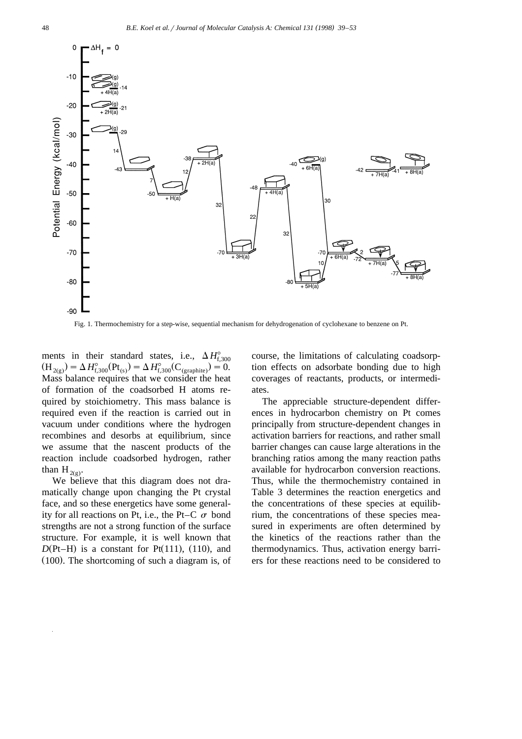Fig. 1. Thermochemistry for a step-wise, sequential mechanism for dehydrogenation of cyclohexane to benzene on Pt.

ments in their standard states, i.e., $\Delta H^{\circ}_{f,300}(H_{2(g)}) = \Delta H^{\circ}_{f,300}(Pt_{(s)}) = \Delta H^{\circ}_{f,300}(C_{(graphite)}) = 0$. Mass balance requires that we consider the heat of formation of the coadsorbed H atoms required by stoichiometry. This mass balance is required even if the reaction is carried out in vacuum under conditions where the hydrogen recombines and desorbs at equilibrium, since we assume that the nascent products of the reaction include coadsorbed hydrogen, rather than $H_{2(g)}$.

We believe that this diagram does not dramatically change upon changing the Pt crystal face, and so these energetics have some generality for all reactions on Pt, i.e., the Pt–C $\sigma$ bond strengths are not a strong function of the surface structure. For example, it is well known that $D$(Pt–H) is a constant for Pt(111), (110), and (100). The shortcoming of such a diagram is, of course, the limitations of calculating coadsorption effects on adsorbate bonding due to high coverages of reactants, products, or intermediates.

The appreciable structure-dependent differences in hydrocarbon chemistry on Pt comes principally from structure-dependent changes in activation barriers for reactions, and rather small barrier changes can cause large alterations in the branching ratios among the many reaction paths available for hydrocarbon conversion reactions. Thus, while the thermochemistry contained in Table 3 determines the reaction energetics and the concentrations of these species at equilibrium, the concentrations of these species measured in experiments are often determined by the kinetics of the reactions rather than the thermodynamics. Thus, activation energy barriers for these reactions need to be considered to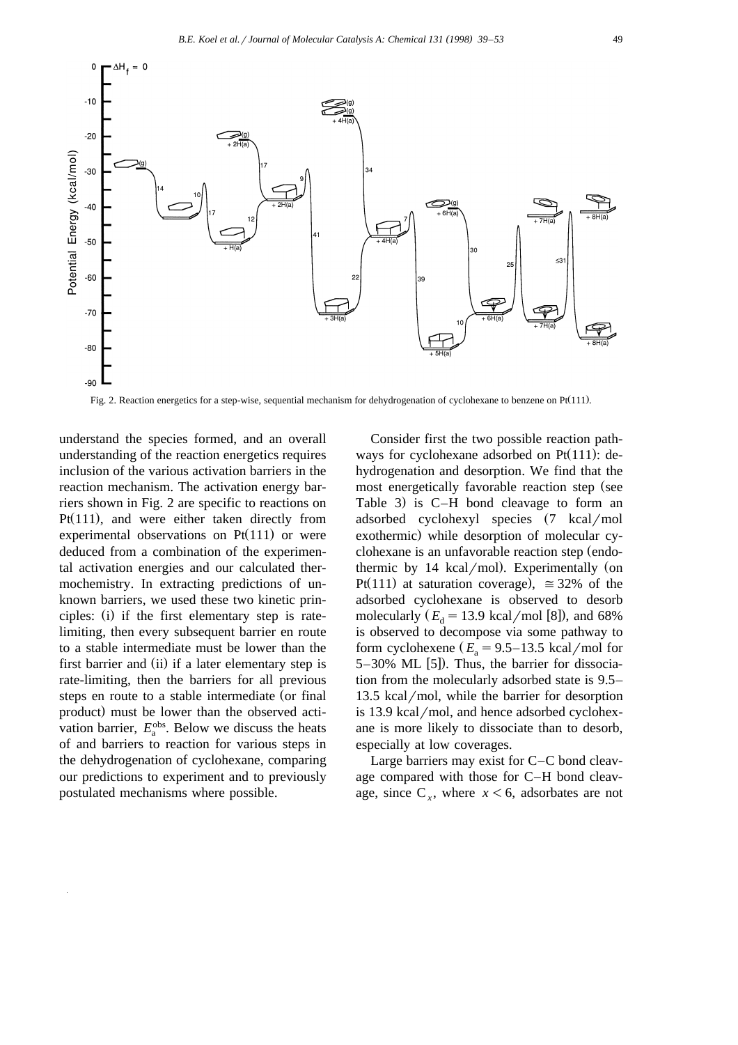Fig. 2. Reaction energetics for a step-wise, sequential mechanism for dehydrogenation of cyclohexane to benzene on Pt(111).

understand the species formed, and an overall understanding of the reaction energetics requires inclusion of the various activation barriers in the reaction mechanism. The activation energy barriers shown in Fig. 2 are specific to reactions on Pt(111), and were either taken directly from experimental observations on Pt(111) or were deduced from a combination of the experimental activation energies and our calculated thermochemistry. In extracting predictions of unknown barriers, we used these two kinetic principles: (i) if the first elementary step is rate-limiting, then every subsequent barrier en route to a stable intermediate must be lower than the first barrier and (ii) if a later elementary step is rate-limiting, then the barriers for all previous steps en route to a stable intermediate (or final product) must be lower than the observed activation barrier, $E_a^{obs}$. Below we discuss the heats of and barriers to reaction for various steps in the dehydrogenation of cyclohexane, comparing our predictions to experiment and to previously postulated mechanisms where possible.

Consider first the two possible reaction pathways for cyclohexane adsorbed on Pt(111): dehydrogenation and desorption. We find that the most energetically favorable reaction step (see Table 3) is C–H bond cleavage to form an adsorbed cyclohexyl species (7 kcal/mol exothermic) while desorption of molecular cyclohexane is an unfavorable reaction step (endothermic by 14 kcal/mol). Experimentally (on Pt(111) at saturation coverage), ≅ 32% of the adsorbed cyclohexane is observed to desorb molecularly ($E_d = 13.9$ kcal/mol [8]), and 68% is observed to decompose via some pathway to form cyclohexene ($E_a = 9.5$–$13.5$ kcal/mol for 5–30% ML [5]). Thus, the barrier for dissociation from the molecularly adsorbed state is 9.5–13.5 kcal/mol, while the barrier for desorption is 13.9 kcal/mol, and hence adsorbed cyclohexane is more likely to dissociate than to desorb, especially at low coverages.

Large barriers may exist for C–C bond cleavage compared with those for C–H bond cleavage, since $C_x$, where $x < 6$, adsorbates are not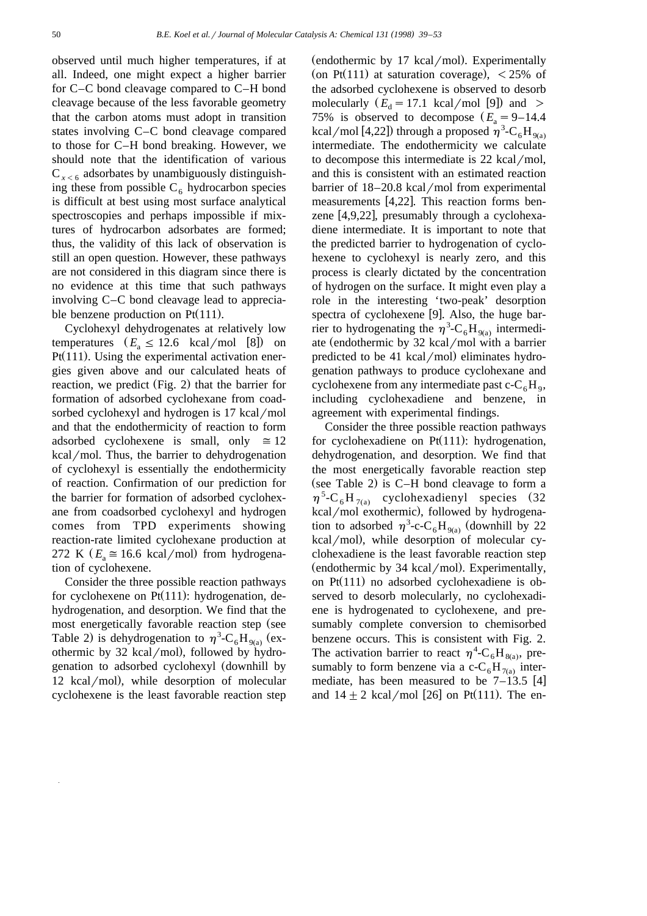observed until much higher temperatures, if at all. Indeed, one might expect a higher barrier for C–C bond cleavage compared to C–H bond cleavage because of the less favorable geometry that the carbon atoms must adopt in transition states involving C–C bond cleavage compared to those for C–H bond breaking. However, we should note that the identification of various $C_{x<6}$ adsorbates by unambiguously distinguishing these from possible $C_6$ hydrocarbon species is difficult at best using most surface analytical spectroscopies and perhaps impossible if mixtures of hydrocarbon adsorbates are formed; thus, the validity of this lack of observation is still an open question. However, these pathways are not considered in this diagram since there is no evidence at this time that such pathways involving C–C bond cleavage lead to appreciable benzene production on Pt(111).

Cyclohexyl dehydrogenates at relatively low temperatures ($E_a \leq 12.6$ kcal/mol [8]) on Pt(111). Using the experimental activation energies given above and our calculated heats of reaction, we predict (Fig. 2) that the barrier for formation of adsorbed cyclohexane from coadsorbed cyclohexyl and hydrogen is 17 kcal/mol and that the endothermicity of reaction to form adsorbed cyclohexene is small, only $\cong 12$ kcal/mol. Thus, the barrier to dehydrogenation of cyclohexyl is essentially the endothermicity of reaction. Confirmation of our prediction for the barrier for formation of adsorbed cyclohexane from coadsorbed cyclohexyl and hydrogen comes from TPD experiments showing reaction-rate limited cyclohexane production at 272 K ($E_a \cong 16.6$ kcal/mol) from hydrogenation of cyclohexene.

Consider the three possible reaction pathways for cyclohexene on Pt(111): hydrogenation, dehydrogenation, and desorption. We find that the most energetically favorable reaction step (see Table 2) is dehydrogenation to $\eta^3$-$C_6H_{9(a)}$ (exothermic by 32 kcal/mol), followed by hydrogenation to adsorbed cyclohexyl (downhill by 12 kcal/mol), while desorption of molecular cyclohexene is the least favorable reaction step (endothermic by 17 kcal/mol). Experimentally (on Pt(111) at saturation coverage), < 25% of the adsorbed cyclohexene is observed to desorb molecularly ($E_d = 17.1$ kcal/mol [9]) and > 75% is observed to decompose ($E_a = 9$–$14.4$ kcal/mol [4,22]) through a proposed $\eta^3$-$C_6H_{9(a)}$ intermediate. The endothermicity we calculate to decompose this intermediate is 22 kcal/mol, and this is consistent with an estimated reaction barrier of 18–20.8 kcal/mol from experimental measurements [4,22]. This reaction forms benzene [4,9,22], presumably through a cyclohexadiene intermediate. It is important to note that the predicted barrier to hydrogenation of cyclohexene to cyclohexyl is nearly zero, and this process is clearly dictated by the concentration of hydrogen on the surface. It might even play a role in the interesting 'two-peak' desorption spectra of cyclohexene [9]. Also, the huge barrier to hydrogenating the $\eta^3$-$C_6H_{9(a)}$ intermediate (endothermic by 32 kcal/mol with a barrier predicted to be 41 kcal/mol) eliminates hydrogenation pathways to produce cyclohexane and cyclohexene from any intermediate past c-$C_6H_9$, including cyclohexadiene and benzene, in agreement with experimental findings.

Consider the three possible reaction pathways for cyclohexadiene on Pt(111): hydrogenation, dehydrogenation, and desorption. We find that the most energetically favorable reaction step (see Table 2) is C–H bond cleavage to form a $\eta^5$-$C_6H_{7(a)}$ cyclohexadienyl species (32 kcal/mol exothermic), followed by hydrogenation to adsorbed $\eta^3$-c-$C_6H_{9(a)}$ (downhill by 22 kcal/mol), while desorption of molecular cyclohexadiene is the least favorable reaction step (endothermic by 34 kcal/mol). Experimentally, on Pt(111) no adsorbed cyclohexadiene is observed to desorb molecularly, no cyclohexadiene is hydrogenated to cyclohexene, and presumably complete conversion to chemisorbed benzene occurs. This is consistent with Fig. 2. The activation barrier to react $\eta^4$-$C_6H_{8(a)}$, presumably to form benzene via a c-$C_6H_{7(a)}$ intermediate, has been measured to be 7–13.5 [4] and $14 \pm 2$ kcal/mol [26] on Pt(111). The en-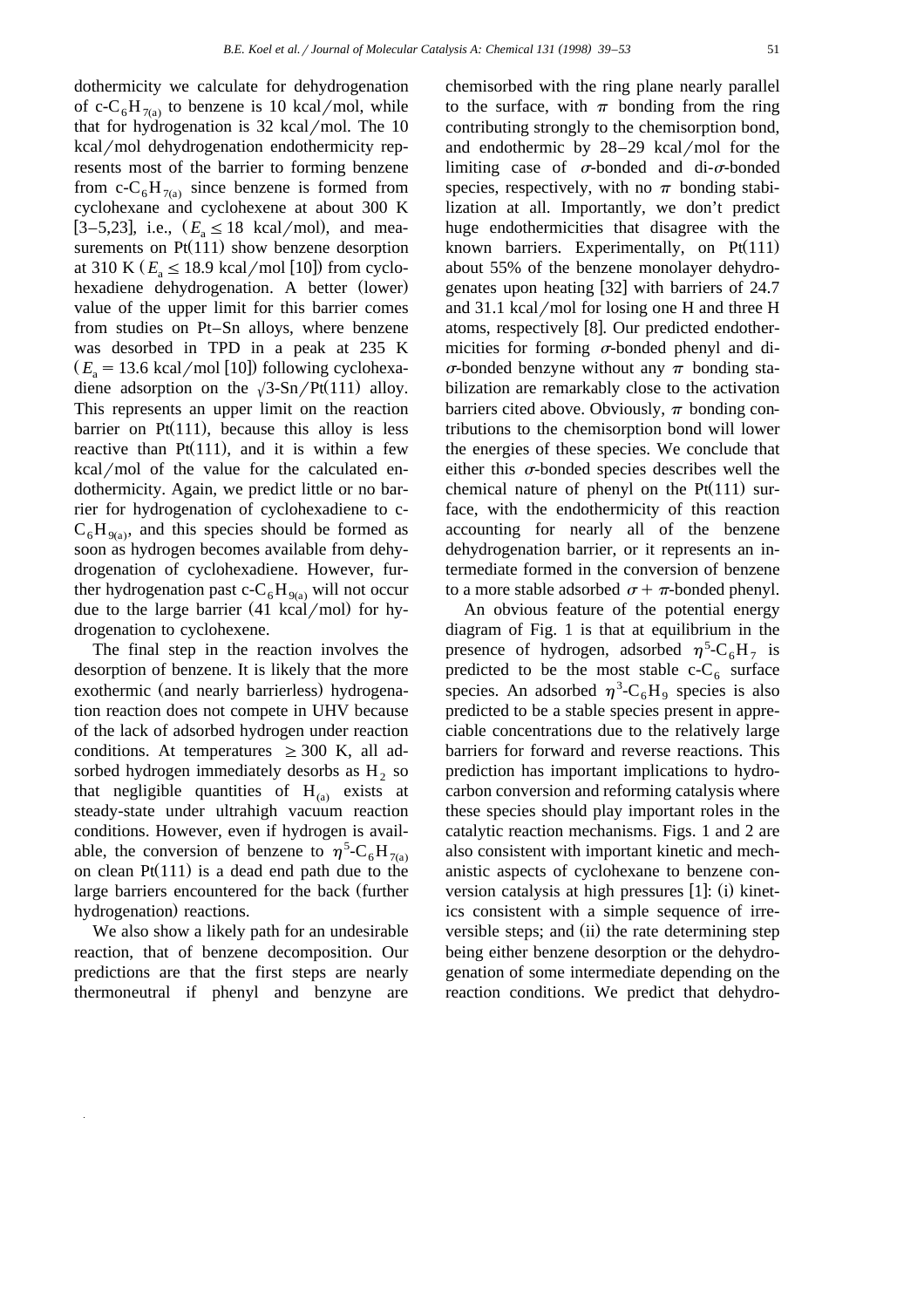dothermicity we calculate for dehydrogenation of c-$C_6H_{7(a)}$ to benzene is 10 kcal/mol, while that for hydrogenation is 32 kcal/mol. The 10 kcal/mol dehydrogenation endothermicity represents most of the barrier to forming benzene from c-$C_6H_{7(a)}$ since benzene is formed from cyclohexane and cyclohexene at about 300 K [3–5,23], i.e., ($E_a \leq 18$ kcal/mol), and measurements on Pt(111) show benzene desorption at 310 K ($E_a \leq 18.9$ kcal/mol [10]) from cyclohexadiene dehydrogenation. A better (lower) value of the upper limit for this barrier comes from studies on Pt–Sn alloys, where benzene was desorbed in TPD in a peak at 235 K ($E_a = 13.6$ kcal/mol [10]) following cyclohexadiene adsorption on the $\sqrt{3}$-Sn/Pt(111) alloy. This represents an upper limit on the reaction barrier on Pt(111), because this alloy is less reactive than Pt(111), and it is within a few kcal/mol of the value for the calculated endothermicity. Again, we predict little or no barrier for hydrogenation of cyclohexadiene to c-$C_6H_{9(a)}$, and this species should be formed as soon as hydrogen becomes available from dehydrogenation of cyclohexadiene. However, further hydrogenation past c-$C_6H_{9(a)}$ will not occur due to the large barrier (41 kcal/mol) for hydrogenation to cyclohexene.

The final step in the reaction involves the desorption of benzene. It is likely that the more exothermic (and nearly barrierless) hydrogenation reaction does not compete in UHV because of the lack of adsorbed hydrogen under reaction conditions. At temperatures $\geq 300$ K, all adsorbed hydrogen immediately desorbs as $H_2$ so that negligible quantities of $H_{(a)}$ exists at steady-state under ultrahigh vacuum reaction conditions. However, even if hydrogen is available, the conversion of benzene to $\eta^5$-$C_6H_{7(a)}$ on clean Pt(111) is a dead end path due to the large barriers encountered for the back (further hydrogenation) reactions.

We also show a likely path for an undesirable reaction, that of benzene decomposition. Our predictions are that the first steps are nearly thermoneutral if phenyl and benzyne are chemisorbed with the ring plane nearly parallel to the surface, with $\pi$ bonding from the ring contributing strongly to the chemisorption bond, and endothermic by 28–29 kcal/mol for the limiting case of $\sigma$-bonded and di-$\sigma$-bonded species, respectively, with no $\pi$ bonding stabilization at all. Importantly, we don't predict huge endothermicities that disagree with the known barriers. Experimentally, on Pt(111) about 55% of the benzene monolayer dehydrogenates upon heating [32] with barriers of 24.7 and 31.1 kcal/mol for losing one H and three H atoms, respectively [8]. Our predicted endothermicities for forming $\sigma$-bonded phenyl and di-$\sigma$-bonded benzyne without any $\pi$ bonding stabilization are remarkably close to the activation barriers cited above. Obviously, $\pi$ bonding contributions to the chemisorption bond will lower the energies of these species. We conclude that either this $\sigma$-bonded species describes well the chemical nature of phenyl on the Pt(111) surface, with the endothermicity of this reaction accounting for nearly all of the benzene dehydrogenation barrier, or it represents an intermediate formed in the conversion of benzene to a more stable adsorbed $\sigma + \pi$-bonded phenyl.

An obvious feature of the potential energy diagram of Fig. 1 is that at equilibrium in the presence of hydrogen, adsorbed $\eta^5$-$C_6H_7$ is predicted to be the most stable c-$C_6$ surface species. An adsorbed $\eta^3$-$C_6H_9$ species is also predicted to be a stable species present in appreciable concentrations due to the relatively large barriers for forward and reverse reactions. This prediction has important implications to hydrocarbon conversion and reforming catalysis where these species should play important roles in the catalytic reaction mechanisms. Figs. 1 and 2 are also consistent with important kinetic and mechanistic aspects of cyclohexane to benzene conversion catalysis at high pressures [1]: (i) kinetics consistent with a simple sequence of irreversible steps; and (ii) the rate determining step being either benzene desorption or the dehydrogenation of some intermediate depending on the reaction conditions. We predict that dehydro-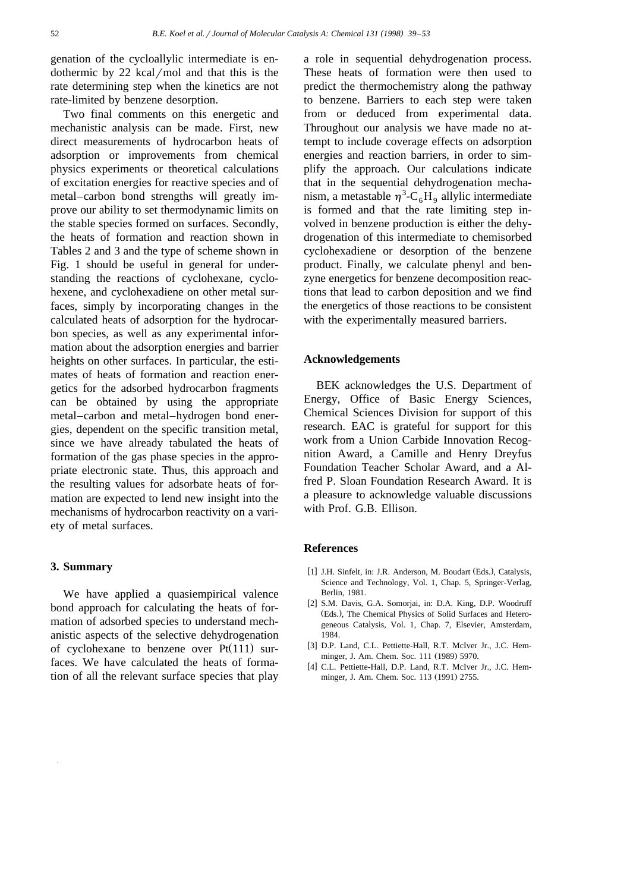genation of the cycloallylic intermediate is endothermic by 22 kcal/mol and that this is the rate determining step when the kinetics are not rate-limited by benzene desorption.

Two final comments on this energetic and mechanistic analysis can be made. First, new direct measurements of hydrocarbon heats of adsorption or improvements from chemical physics experiments or theoretical calculations of excitation energies for reactive species and of metal–carbon bond strengths will greatly improve our ability to set thermodynamic limits on the stable species formed on surfaces. Secondly, the heats of formation and reaction shown in Tables 2 and 3 and the type of scheme shown in Fig. 1 should be useful in general for understanding the reactions of cyclohexane, cyclohexene, and cyclohexadiene on other metal surfaces, simply by incorporating changes in the calculated heats of adsorption for the hydrocarbon species, as well as any experimental information about the adsorption energies and barrier heights on other surfaces. In particular, the estimates of heats of formation and reaction energetics for the adsorbed hydrocarbon fragments can be obtained by using the appropriate metal–carbon and metal–hydrogen bond energies, dependent on the specific transition metal, since we have already tabulated the heats of formation of the gas phase species in the appropriate electronic state. Thus, this approach and the resulting values for adsorbate heats of formation are expected to lend new insight into the mechanisms of hydrocarbon reactivity on a variety of metal surfaces.

## 3. Summary

We have applied a quasiempirical valence bond approach for calculating the heats of formation of adsorbed species to understand mechanistic aspects of the selective dehydrogenation of cyclohexane to benzene over Pt(111) surfaces. We have calculated the heats of formation of all the relevant surface species that play a role in sequential dehydrogenation process. These heats of formation were then used to predict the thermochemistry along the pathway to benzene. Barriers to each step were taken from or deduced from experimental data. Throughout our analysis we have made no attempt to include coverage effects on adsorption energies and reaction barriers, in order to simplify the approach. Our calculations indicate that in the sequential dehydrogenation mechanism, a metastable $\eta^3$-$C_6H_9$ allylic intermediate is formed and that the rate limiting step involved in benzene production is either the dehydrogenation of this intermediate to chemisorbed cyclohexadiene or desorption of the benzene product. Finally, we calculate phenyl and benzyne energetics for benzene decomposition reactions that lead to carbon deposition and we find the energetics of those reactions to be consistent with the experimentally measured barriers.

## Acknowledgements

BEK acknowledges the U.S. Department of Energy, Office of Basic Energy Sciences, Chemical Sciences Division for support of this research. EAC is grateful for support for this work from a Union Carbide Innovation Recognition Award, a Camille and Henry Dreyfus Foundation Teacher Scholar Award, and a Alfred P. Sloan Foundation Research Award. It is a pleasure to acknowledge valuable discussions with Prof. G.B. Ellison.

## References

[1] J.H. Sinfelt, in: J.R. Anderson, M. Boudart (Eds.), Catalysis, Science and Technology, Vol. 1, Chap. 5, Springer-Verlag, Berlin, 1981.

[2] S.M. Davis, G.A. Somorjai, in: D.A. King, D.P. Woodruff (Eds.), The Chemical Physics of Solid Surfaces and Heterogeneous Catalysis, Vol. 1, Chap. 7, Elsevier, Amsterdam, 1984.

[3] D.P. Land, C.L. Pettiette-Hall, R.T. McIver Jr., J.C. Hemminger, J. Am. Chem. Soc. 111 (1989) 5970.

[4] C.L. Pettiette-Hall, D.P. Land, R.T. McIver Jr., J.C. Hemminger, J. Am. Chem. Soc. 113 (1991) 2755.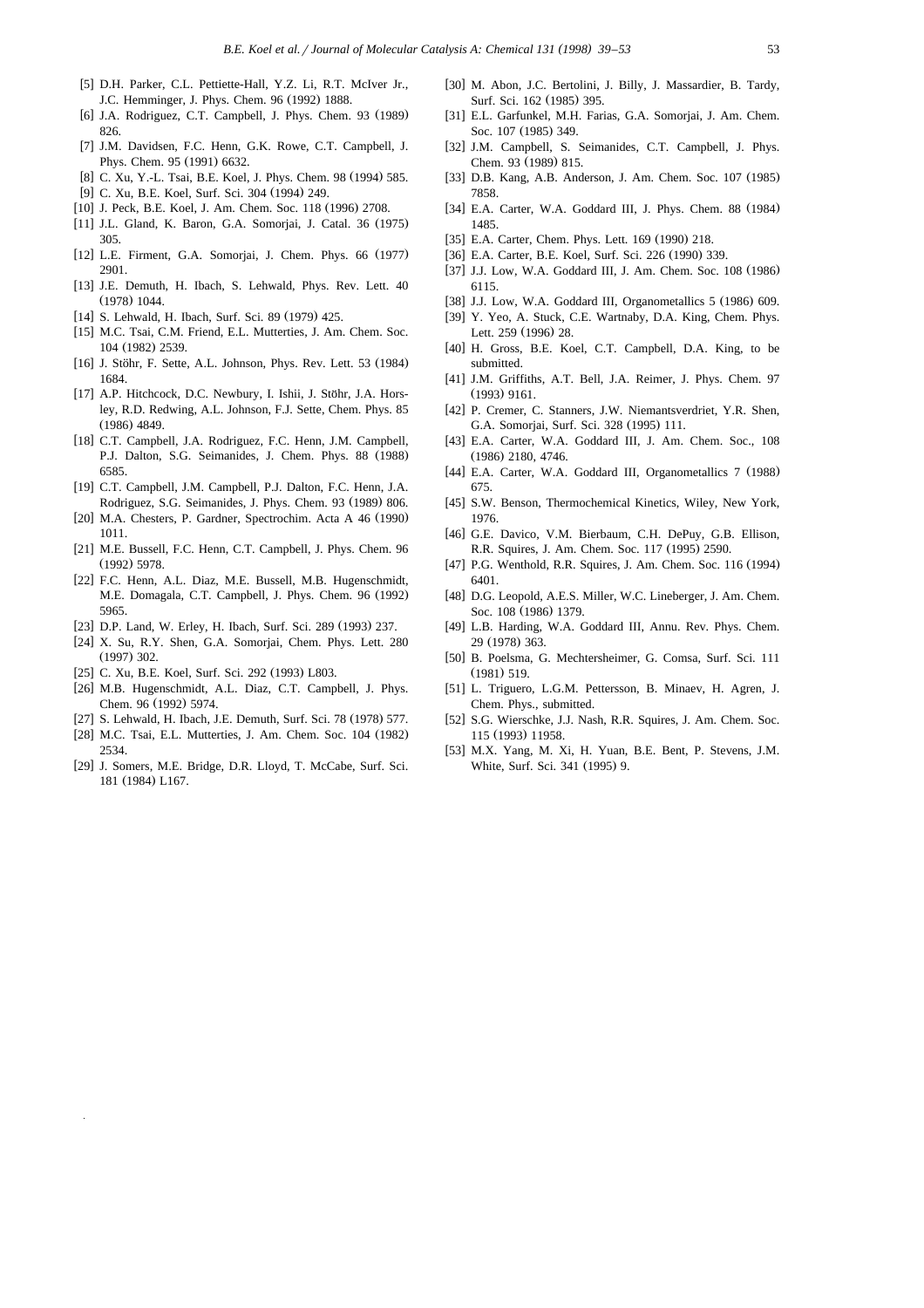[5] D.H. Parker, C.L. Pettiette-Hall, Y.Z. Li, R.T. McIver Jr., J.C. Hemminger, J. Phys. Chem. 96 (1992) 1888.

[6] J.A. Rodriguez, C.T. Campbell, J. Phys. Chem. 93 (1989) 826.

[7] J.M. Davidsen, F.C. Henn, G.K. Rowe, C.T. Campbell, J. Phys. Chem. 95 (1991) 6632.

[8] C. Xu, Y.-L. Tsai, B.E. Koel, J. Phys. Chem. 98 (1994) 585.

[9] C. Xu, B.E. Koel, Surf. Sci. 304 (1994) 249.

[10] J. Peck, B.E. Koel, J. Am. Chem. Soc. 118 (1996) 2708.

[11] J.L. Gland, K. Baron, G.A. Somorjai, J. Catal. 36 (1975) 305.

[12] L.E. Firment, G.A. Somorjai, J. Chem. Phys. 66 (1977) 2901.

[13] J.E. Demuth, H. Ibach, S. Lehwald, Phys. Rev. Lett. 40 (1978) 1044.

[14] S. Lehwald, H. Ibach, Surf. Sci. 89 (1979) 425.

[15] M.C. Tsai, C.M. Friend, E.L. Mutterties, J. Am. Chem. Soc. 104 (1982) 2539.

[16] J. Stöhr, F. Sette, A.L. Johnson, Phys. Rev. Lett. 53 (1984) 1684.

[17] A.P. Hitchcock, D.C. Newbury, I. Ishii, J. Stöhr, J.A. Horsley, R.D. Redwing, A.L. Johnson, F.J. Sette, Chem. Phys. 85 (1986) 4849.

[18] C.T. Campbell, J.A. Rodriguez, F.C. Henn, J.M. Campbell, P.J. Dalton, S.G. Seimanides, J. Chem. Phys. 88 (1988) 6585.

[19] C.T. Campbell, J.M. Campbell, P.J. Dalton, F.C. Henn, J.A. Rodriguez, S.G. Seimanides, J. Phys. Chem. 93 (1989) 806.

[20] M.A. Chesters, P. Gardner, Spectrochim. Acta A 46 (1990) 1011.

[21] M.E. Bussell, F.C. Henn, C.T. Campbell, J. Phys. Chem. 96 (1992) 5978.

[22] F.C. Henn, A.L. Diaz, M.E. Bussell, M.B. Hugenschmidt, M.E. Domagala, C.T. Campbell, J. Phys. Chem. 96 (1992) 5965.

[23] D.P. Land, W. Erley, H. Ibach, Surf. Sci. 289 (1993) 237.

[24] X. Su, R.Y. Shen, G.A. Somorjai, Chem. Phys. Lett. 280 (1997) 302.

[25] C. Xu, B.E. Koel, Surf. Sci. 292 (1993) L803.

[26] M.B. Hugenschmidt, A.L. Diaz, C.T. Campbell, J. Phys. Chem. 96 (1992) 5974.

[27] S. Lehwald, H. Ibach, J.E. Demuth, Surf. Sci. 78 (1978) 577.

[28] M.C. Tsai, E.L. Mutterties, J. Am. Chem. Soc. 104 (1982) 2534.

[29] J. Somers, M.E. Bridge, D.R. Lloyd, T. McCabe, Surf. Sci. 181 (1984) L167.

[30] M. Abon, J.C. Bertolini, J. Billy, J. Massardier, B. Tardy, Surf. Sci. 162 (1985) 395.

[31] E.L. Garfunkel, M.H. Farias, G.A. Somorjai, J. Am. Chem. Soc. 107 (1985) 349.

[32] J.M. Campbell, S. Seimanides, C.T. Campbell, J. Phys. Chem. 93 (1989) 815.

[33] D.B. Kang, A.B. Anderson, J. Am. Chem. Soc. 107 (1985) 7858.

[34] E.A. Carter, W.A. Goddard III, J. Phys. Chem. 88 (1984) 1485.

[35] E.A. Carter, Chem. Phys. Lett. 169 (1990) 218.

[36] E.A. Carter, B.E. Koel, Surf. Sci. 226 (1990) 339.

[37] J.J. Low, W.A. Goddard III, J. Am. Chem. Soc. 108 (1986) 6115.

[38] J.J. Low, W.A. Goddard III, Organometallics 5 (1986) 609.

[39] Y. Yeo, A. Stuck, C.E. Wartnaby, D.A. King, Chem. Phys. Lett. 259 (1996) 28.

[40] H. Gross, B.E. Koel, C.T. Campbell, D.A. King, to be submitted.

[41] J.M. Griffiths, A.T. Bell, J.A. Reimer, J. Phys. Chem. 97 (1993) 9161.

[42] P. Cremer, C. Stanners, J.W. Niemantsverdriet, Y.R. Shen, G.A. Somorjai, Surf. Sci. 328 (1995) 111.

[43] E.A. Carter, W.A. Goddard III, J. Am. Chem. Soc., 108 (1986) 2180, 4746.

[44] E.A. Carter, W.A. Goddard III, Organometallics 7 (1988) 675.

[45] S.W. Benson, Thermochemical Kinetics, Wiley, New York, 1976.

[46] G.E. Davico, V.M. Bierbaum, C.H. DePuy, G.B. Ellison, R.R. Squires, J. Am. Chem. Soc. 117 (1995) 2590.

[47] P.G. Wenthold, R.R. Squires, J. Am. Chem. Soc. 116 (1994) 6401.

[48] D.G. Leopold, A.E.S. Miller, W.C. Lineberger, J. Am. Chem. Soc. 108 (1986) 1379.

[49] L.B. Harding, W.A. Goddard III, Annu. Rev. Phys. Chem. 29 (1978) 363.

[50] B. Poelsma, G. Mechtersheimer, G. Comsa, Surf. Sci. 111 (1981) 519.

[51] L. Triguero, L.G.M. Pettersson, B. Minaev, H. Agren, J. Chem. Phys., submitted.

[52] S.G. Wierschke, J.J. Nash, R.R. Squires, J. Am. Chem. Soc. 115 (1993) 11958.

[53] M.X. Yang, M. Xi, H. Yuan, B.E. Bent, P. Stevens, J.M. White, Surf. Sci. 341 (1995) 9.